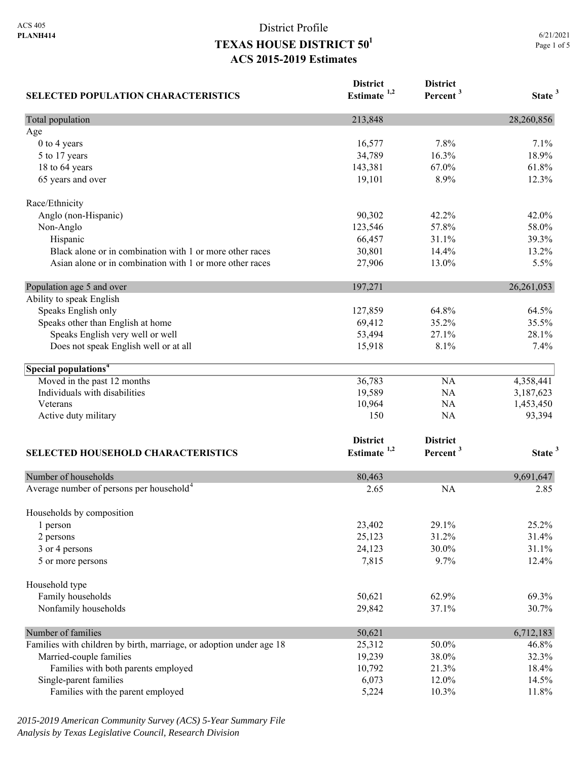ACS 405
**PLANH414**

# District Profile
## TEXAS HOUSE DISTRICT 50[1]
## ACS 2015-2019 Estimates

6/21/2021

| SELECTED POPULATION CHARACTERISTICS | District Estimate [1,2] | District Percent [3] | State [3] |
|---|---|---|---|
| Total population | 213,848 | | 28,260,856 |
| Age | | | |
| 0 to 4 years | 16,577 | 7.8% | 7.1% |
| 5 to 17 years | 34,789 | 16.3% | 18.9% |
| 18 to 64 years | 143,381 | 67.0% | 61.8% |
| 65 years and over | 19,101 | 8.9% | 12.3% |
| Race/Ethnicity | | | |
| Anglo (non-Hispanic) | 90,302 | 42.2% | 42.0% |
| Non-Anglo | 123,546 | 57.8% | 58.0% |
| Hispanic | 66,457 | 31.1% | 39.3% |
| Black alone or in combination with 1 or more other races | 30,801 | 14.4% | 13.2% |
| Asian alone or in combination with 1 or more other races | 27,906 | 13.0% | 5.5% |
| Population age 5 and over | 197,271 | | 26,261,053 |
| Ability to speak English | | | |
| Speaks English only | 127,859 | 64.8% | 64.5% |
| Speaks other than English at home | 69,412 | 35.2% | 35.5% |
| Speaks English very well or well | 53,494 | 27.1% | 28.1% |
| Does not speak English well or at all | 15,918 | 8.1% | 7.4% |
| **Special populations[4]** | | | |
| Moved in the past 12 months | 36,783 | NA | 4,358,441 |
| Individuals with disabilities | 19,589 | NA | 3,187,623 |
| Veterans | 10,964 | NA | 1,453,450 |
| Active duty military | 150 | NA | 93,394 |

| SELECTED HOUSEHOLD CHARACTERISTICS | District Estimate [1,2] | District Percent [3] | State [3] |
|---|---|---|---|
| Number of households | 80,463 | | 9,691,647 |
| Average number of persons per household[4] | 2.65 | NA | 2.85 |
| Households by composition | | | |
| 1 person | 23,402 | 29.1% | 25.2% |
| 2 persons | 25,123 | 31.2% | 31.4% |
| 3 or 4 persons | 24,123 | 30.0% | 31.1% |
| 5 or more persons | 7,815 | 9.7% | 12.4% |
| Household type | | | |
| Family households | 50,621 | 62.9% | 69.3% |
| Nonfamily households | 29,842 | 37.1% | 30.7% |
| Number of families | 50,621 | | 6,712,183 |
| Families with children by birth, marriage, or adoption under age 18 | 25,312 | 50.0% | 46.8% |
| Married-couple families | 19,239 | 38.0% | 32.3% |
| Families with both parents employed | 10,792 | 21.3% | 18.4% |
| Single-parent families | 6,073 | 12.0% | 14.5% |
| Families with the parent employed | 5,224 | 10.3% | 11.8% |

*2015-2019 American Community Survey (ACS) 5-Year Summary File*
*Analysis by Texas Legislative Council, Research Division*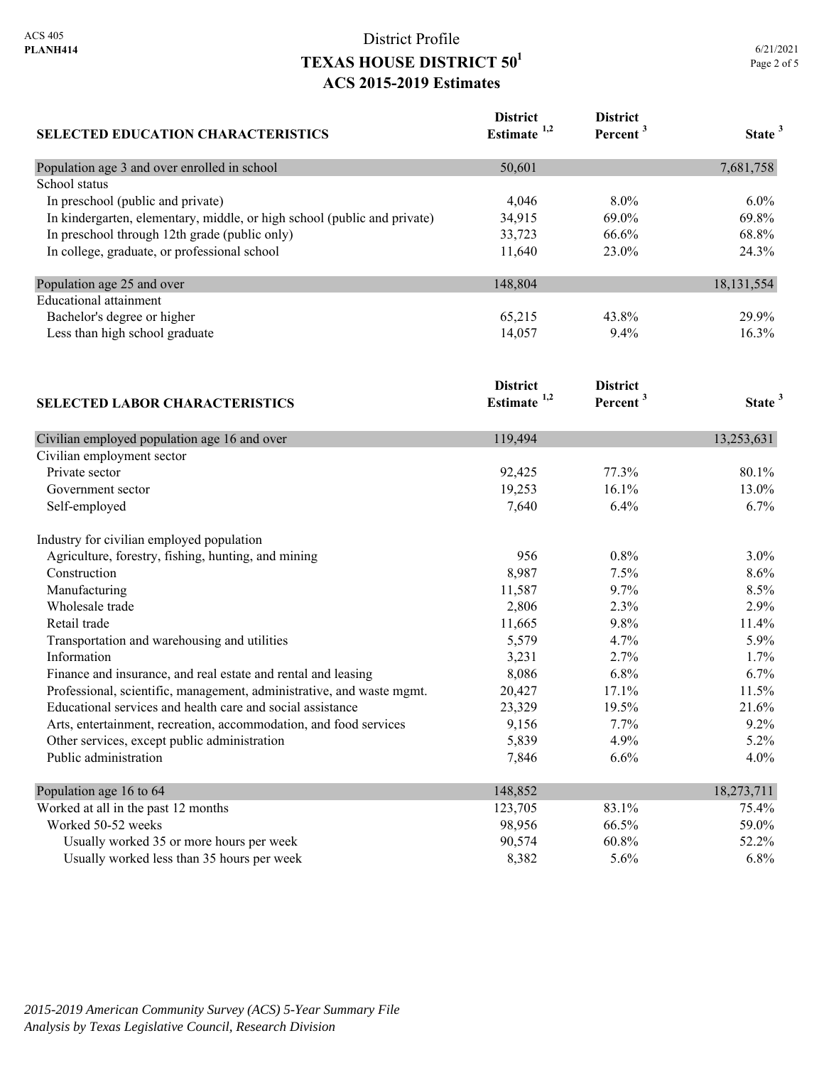# District Profile
## TEXAS HOUSE DISTRICT 50[1]
## ACS 2015-2019 Estimates

| SELECTED EDUCATION CHARACTERISTICS | District Estimate [1,2] | District Percent [3] | State [3] |
|---|---|---|---|
| Population age 3 and over enrolled in school | 50,601 | | 7,681,758 |
| School status | | | |
| In preschool (public and private) | 4,046 | 8.0% | 6.0% |
| In kindergarten, elementary, middle, or high school (public and private) | 34,915 | 69.0% | 69.8% |
| In preschool through 12th grade (public only) | 33,723 | 66.6% | 68.8% |
| In college, graduate, or professional school | 11,640 | 23.0% | 24.3% |
| Population age 25 and over | 148,804 | | 18,131,554 |
| Educational attainment | | | |
| Bachelor's degree or higher | 65,215 | 43.8% | 29.9% |
| Less than high school graduate | 14,057 | 9.4% | 16.3% |

| SELECTED LABOR CHARACTERISTICS | District Estimate [1,2] | District Percent [3] | State [3] |
|---|---|---|---|
| Civilian employed population age 16 and over | 119,494 | | 13,253,631 |
| Civilian employment sector | | | |
| Private sector | 92,425 | 77.3% | 80.1% |
| Government sector | 19,253 | 16.1% | 13.0% |
| Self-employed | 7,640 | 6.4% | 6.7% |
| Industry for civilian employed population | | | |
| Agriculture, forestry, fishing, hunting, and mining | 956 | 0.8% | 3.0% |
| Construction | 8,987 | 7.5% | 8.6% |
| Manufacturing | 11,587 | 9.7% | 8.5% |
| Wholesale trade | 2,806 | 2.3% | 2.9% |
| Retail trade | 11,665 | 9.8% | 11.4% |
| Transportation and warehousing and utilities | 5,579 | 4.7% | 5.9% |
| Information | 3,231 | 2.7% | 1.7% |
| Finance and insurance, and real estate and rental and leasing | 8,086 | 6.8% | 6.7% |
| Professional, scientific, management, administrative, and waste mgmt. | 20,427 | 17.1% | 11.5% |
| Educational services and health care and social assistance | 23,329 | 19.5% | 21.6% |
| Arts, entertainment, recreation, accommodation, and food services | 9,156 | 7.7% | 9.2% |
| Other services, except public administration | 5,839 | 4.9% | 5.2% |
| Public administration | 7,846 | 6.6% | 4.0% |
| Population age 16 to 64 | 148,852 | | 18,273,711 |
| Worked at all in the past 12 months | 123,705 | 83.1% | 75.4% |
| Worked 50-52 weeks | 98,956 | 66.5% | 59.0% |
| Usually worked 35 or more hours per week | 90,574 | 60.8% | 52.2% |
| Usually worked less than 35 hours per week | 8,382 | 5.6% | 6.8% |

*2015-2019 American Community Survey (ACS) 5-Year Summary File*
*Analysis by Texas Legislative Council, Research Division*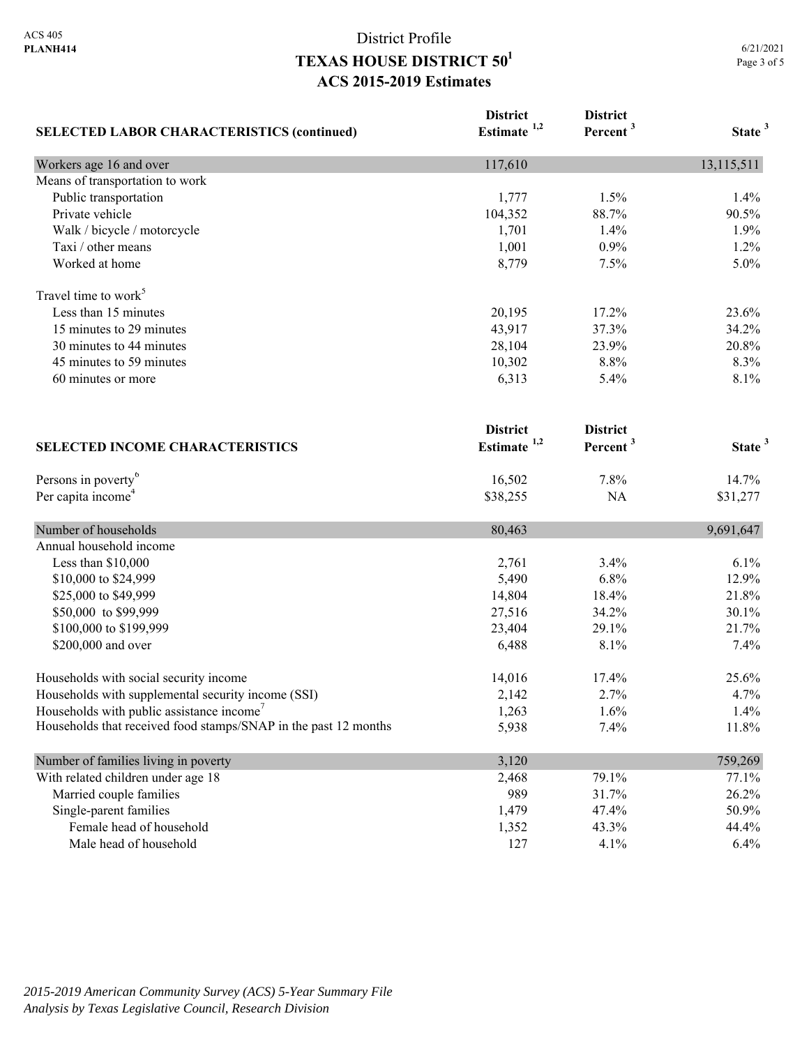# District Profile

## TEXAS HOUSE DISTRICT 50[1]

## ACS 2015-2019 Estimates

| SELECTED LABOR CHARACTERISTICS (continued) | District Estimate [1,2] | District Percent [3] | State [3] |
|---|---|---|---|
| Workers age 16 and over | 117,610 | | 13,115,511 |
| Means of transportation to work | | | |
| Public transportation | 1,777 | 1.5% | 1.4% |
| Private vehicle | 104,352 | 88.7% | 90.5% |
| Walk / bicycle / motorcycle | 1,701 | 1.4% | 1.9% |
| Taxi / other means | 1,001 | 0.9% | 1.2% |
| Worked at home | 8,779 | 7.5% | 5.0% |
| Travel time to work[5] | | | |
| Less than 15 minutes | 20,195 | 17.2% | 23.6% |
| 15 minutes to 29 minutes | 43,917 | 37.3% | 34.2% |
| 30 minutes to 44 minutes | 28,104 | 23.9% | 20.8% |
| 45 minutes to 59 minutes | 10,302 | 8.8% | 8.3% |
| 60 minutes or more | 6,313 | 5.4% | 8.1% |

| SELECTED INCOME CHARACTERISTICS | District Estimate [1,2] | District Percent [3] | State [3] |
|---|---|---|---|
| Persons in poverty[6] | 16,502 | 7.8% | 14.7% |
| Per capita income[4] | $38,255 | NA | $31,277 |
| Number of households | 80,463 | | 9,691,647 |
| Annual household income | | | |
| Less than $10,000 | 2,761 | 3.4% | 6.1% |
| $10,000 to $24,999 | 5,490 | 6.8% | 12.9% |
| $25,000 to $49,999 | 14,804 | 18.4% | 21.8% |
| $50,000 to $99,999 | 27,516 | 34.2% | 30.1% |
| $100,000 to $199,999 | 23,404 | 29.1% | 21.7% |
| $200,000 and over | 6,488 | 8.1% | 7.4% |
| Households with social security income | 14,016 | 17.4% | 25.6% |
| Households with supplemental security income (SSI) | 2,142 | 2.7% | 4.7% |
| Households with public assistance income[7] | 1,263 | 1.6% | 1.4% |
| Households that received food stamps/SNAP in the past 12 months | 5,938 | 7.4% | 11.8% |
| Number of families living in poverty | 3,120 | | 759,269 |
| With related children under age 18 | 2,468 | 79.1% | 77.1% |
| Married couple families | 989 | 31.7% | 26.2% |
| Single-parent families | 1,479 | 47.4% | 50.9% |
| Female head of household | 1,352 | 43.3% | 44.4% |
| Male head of household | 127 | 4.1% | 6.4% |

*2015-2019 American Community Survey (ACS) 5-Year Summary File*
*Analysis by Texas Legislative Council, Research Division*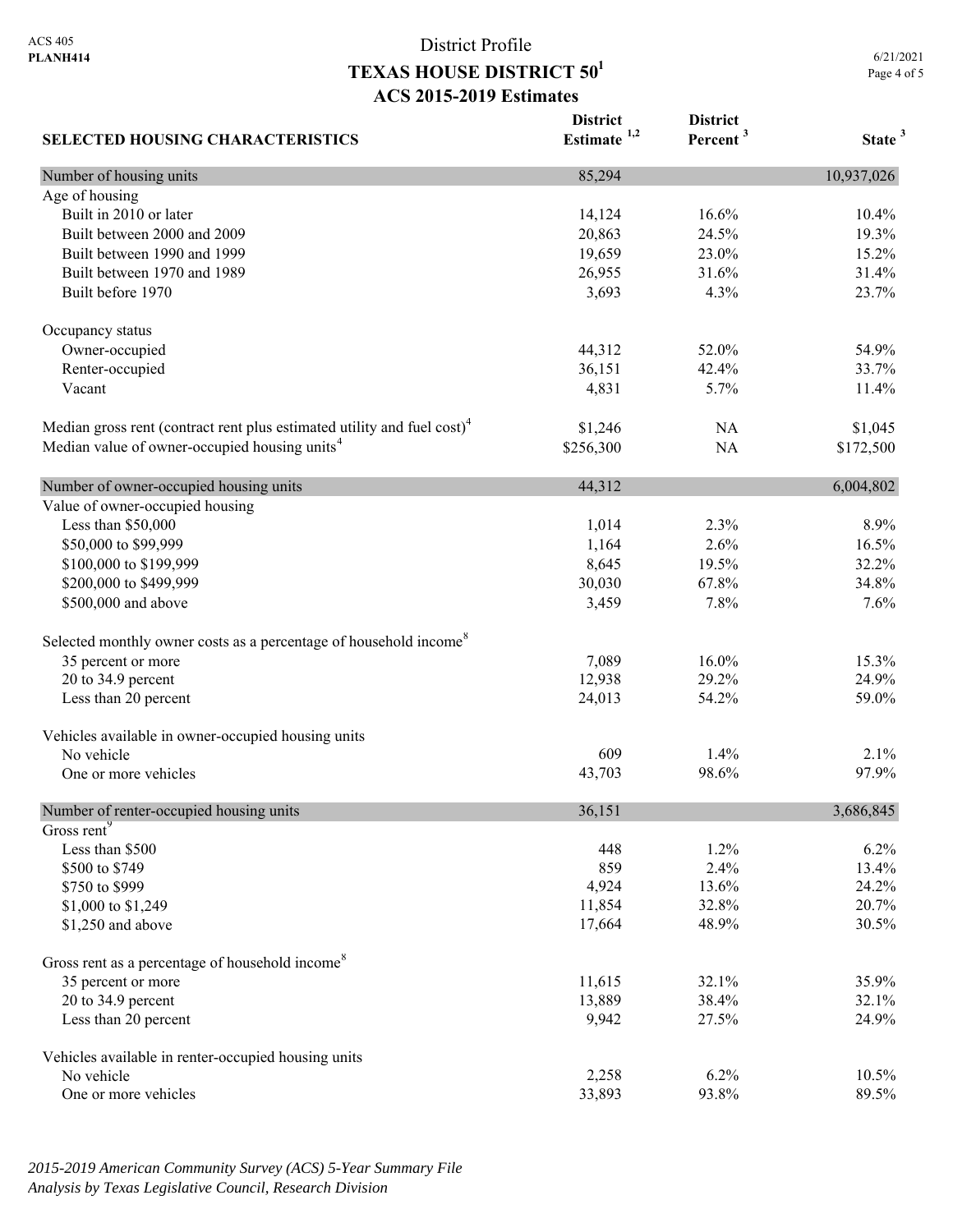# District Profile

## TEXAS HOUSE DISTRICT 50[1]

### ACS 2015-2019 Estimates

| SELECTED HOUSING CHARACTERISTICS | District Estimate [1,2] | District Percent [3] | State [3] |
|---|---|---|---|
| **Number of housing units** | 85,294 | | 10,937,026 |
| Age of housing | | | |
| Built in 2010 or later | 14,124 | 16.6% | 10.4% |
| Built between 2000 and 2009 | 20,863 | 24.5% | 19.3% |
| Built between 1990 and 1999 | 19,659 | 23.0% | 15.2% |
| Built between 1970 and 1989 | 26,955 | 31.6% | 31.4% |
| Built before 1970 | 3,693 | 4.3% | 23.7% |
| Occupancy status | | | |
| Owner-occupied | 44,312 | 52.0% | 54.9% |
| Renter-occupied | 36,151 | 42.4% | 33.7% |
| Vacant | 4,831 | 5.7% | 11.4% |
| Median gross rent (contract rent plus estimated utility and fuel cost)[4] | $1,246 | NA | $1,045 |
| Median value of owner-occupied housing units[4] | $256,300 | NA | $172,500 |
| **Number of owner-occupied housing units** | 44,312 | | 6,004,802 |
| Value of owner-occupied housing | | | |
| Less than $50,000 | 1,014 | 2.3% | 8.9% |
| $50,000 to $99,999 | 1,164 | 2.6% | 16.5% |
| $100,000 to $199,999 | 8,645 | 19.5% | 32.2% |
| $200,000 to $499,999 | 30,030 | 67.8% | 34.8% |
| $500,000 and above | 3,459 | 7.8% | 7.6% |
| Selected monthly owner costs as a percentage of household income[8] | | | |
| 35 percent or more | 7,089 | 16.0% | 15.3% |
| 20 to 34.9 percent | 12,938 | 29.2% | 24.9% |
| Less than 20 percent | 24,013 | 54.2% | 59.0% |
| Vehicles available in owner-occupied housing units | | | |
| No vehicle | 609 | 1.4% | 2.1% |
| One or more vehicles | 43,703 | 98.6% | 97.9% |
| **Number of renter-occupied housing units** | 36,151 | | 3,686,845 |
| Gross rent[9] | | | |
| Less than $500 | 448 | 1.2% | 6.2% |
| $500 to $749 | 859 | 2.4% | 13.4% |
| $750 to $999 | 4,924 | 13.6% | 24.2% |
| $1,000 to $1,249 | 11,854 | 32.8% | 20.7% |
| $1,250 and above | 17,664 | 48.9% | 30.5% |
| Gross rent as a percentage of household income[8] | | | |
| 35 percent or more | 11,615 | 32.1% | 35.9% |
| 20 to 34.9 percent | 13,889 | 38.4% | 32.1% |
| Less than 20 percent | 9,942 | 27.5% | 24.9% |
| Vehicles available in renter-occupied housing units | | | |
| No vehicle | 2,258 | 6.2% | 10.5% |
| One or more vehicles | 33,893 | 93.8% | 89.5% |

*2015-2019 American Community Survey (ACS) 5-Year Summary File*
*Analysis by Texas Legislative Council, Research Division*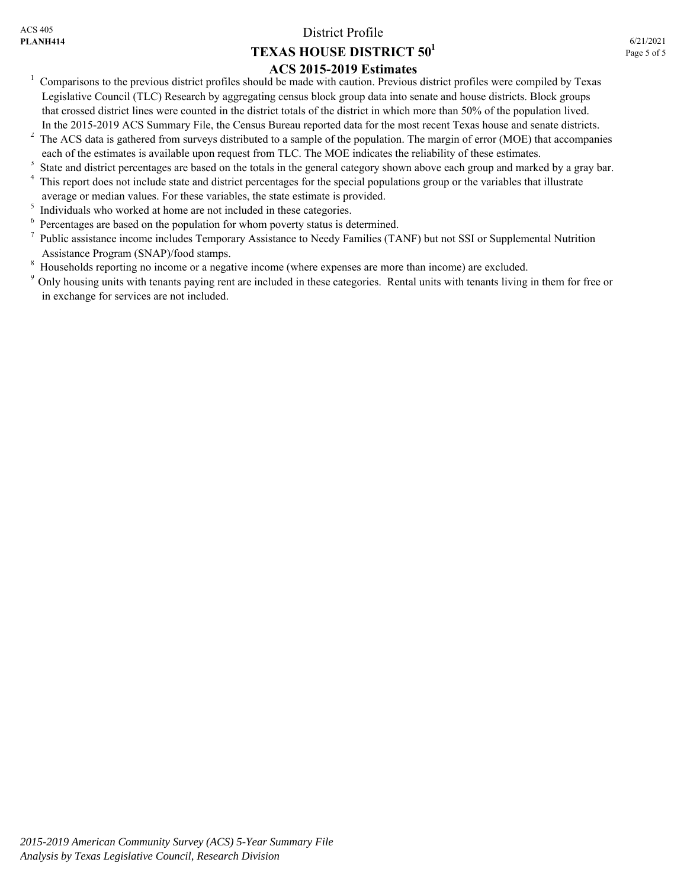District Profile

# TEXAS HOUSE DISTRICT 50[1]

## ACS 2015-2019 Estimates

[1] Comparisons to the previous district profiles should be made with caution. Previous district profiles were compiled by Texas Legislative Council (TLC) Research by aggregating census block group data into senate and house districts. Block groups that crossed district lines were counted in the district totals of the district in which more than 50% of the population lived. In the 2015-2019 ACS Summary File, the Census Bureau reported data for the most recent Texas house and senate districts.

[2] The ACS data is gathered from surveys distributed to a sample of the population. The margin of error (MOE) that accompanies each of the estimates is available upon request from TLC. The MOE indicates the reliability of these estimates.

[3] State and district percentages are based on the totals in the general category shown above each group and marked by a gray bar.

[4] This report does not include state and district percentages for the special populations group or the variables that illustrate average or median values. For these variables, the state estimate is provided.

[5] Individuals who worked at home are not included in these categories.

[6] Percentages are based on the population for whom poverty status is determined.

[7] Public assistance income includes Temporary Assistance to Needy Families (TANF) but not SSI or Supplemental Nutrition Assistance Program (SNAP)/food stamps.

[8] Households reporting no income or a negative income (where expenses are more than income) are excluded.

[9] Only housing units with tenants paying rent are included in these categories. Rental units with tenants living in them for free or in exchange for services are not included.

*2015-2019 American Community Survey (ACS) 5-Year Summary File*
*Analysis by Texas Legislative Council, Research Division*